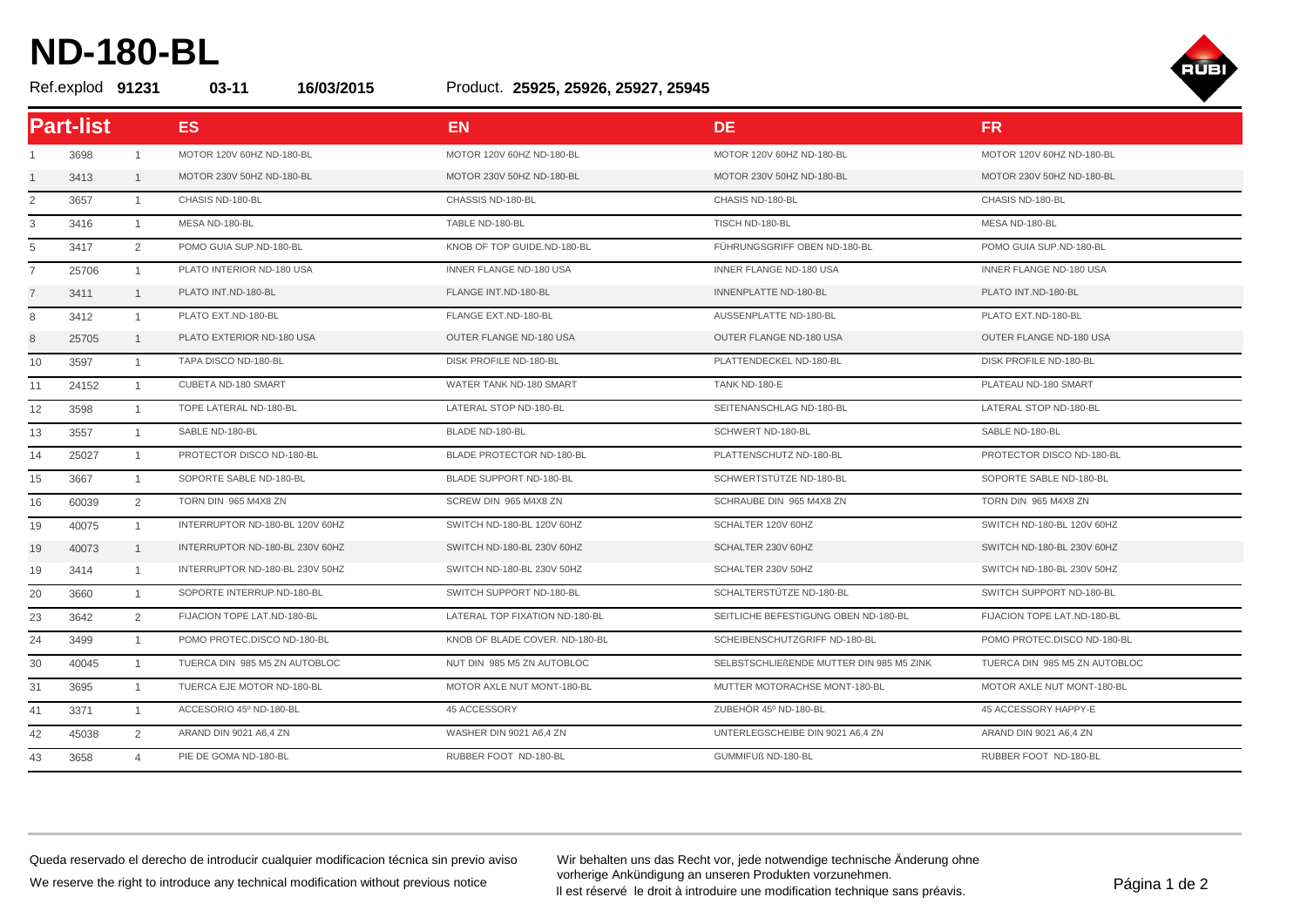# ND-180-BL

Ref.explod **91231** **03-11** **16/03/2015** Product. **25925, 25926, 25927, 25945**

| Part-list | | | ES | EN | DE | FR |
|---|---|---|---|---|---|---|
| 1 | 3698 | 1 | MOTOR 120V 60HZ ND-180-BL | MOTOR 120V 60HZ ND-180-BL | MOTOR 120V 60HZ ND-180-BL | MOTOR 120V 60HZ ND-180-BL |
| 1 | 3413 | 1 | MOTOR 230V 50HZ ND-180-BL | MOTOR 230V 50HZ ND-180-BL | MOTOR 230V 50HZ ND-180-BL | MOTOR 230V 50HZ ND-180-BL |
| 2 | 3657 | 1 | CHASIS ND-180-BL | CHASSIS ND-180-BL | CHASIS ND-180-BL | CHASIS ND-180-BL |
| 3 | 3416 | 1 | MESA ND-180-BL | TABLE ND-180-BL | TISCH ND-180-BL | MESA ND-180-BL |
| 5 | 3417 | 2 | POMO GUIA SUP.ND-180-BL | KNOB OF TOP GUIDE.ND-180-BL | FÜHRUNGSGRIFF OBEN ND-180-BL | POMO GUIA SUP.ND-180-BL |
| 7 | 25706 | 1 | PLATO INTERIOR ND-180 USA | INNER FLANGE ND-180 USA | INNER FLANGE ND-180 USA | INNER FLANGE ND-180 USA |
| 7 | 3411 | 1 | PLATO INT.ND-180-BL | FLANGE INT.ND-180-BL | INNENPLATTE ND-180-BL | PLATO INT.ND-180-BL |
| 8 | 3412 | 1 | PLATO EXT.ND-180-BL | FLANGE EXT.ND-180-BL | AUSSENPLATTE ND-180-BL | PLATO EXT.ND-180-BL |
| 8 | 25705 | 1 | PLATO EXTERIOR ND-180 USA | OUTER FLANGE ND-180 USA | OUTER FLANGE ND-180 USA | OUTER FLANGE ND-180 USA |
| 10 | 3597 | 1 | TAPA DISCO ND-180-BL | DISK PROFILE ND-180-BL | PLATTENDECKEL ND-180-BL | DISK PROFILE ND-180-BL |
| 11 | 24152 | 1 | CUBETA ND-180 SMART | WATER TANK ND-180 SMART | TANK ND-180-E | PLATEAU ND-180 SMART |
| 12 | 3598 | 1 | TOPE LATERAL ND-180-BL | LATERAL STOP ND-180-BL | SEITENANSCHLAG ND-180-BL | LATERAL STOP ND-180-BL |
| 13 | 3557 | 1 | SABLE ND-180-BL | BLADE ND-180-BL | SCHWERT ND-180-BL | SABLE ND-180-BL |
| 14 | 25027 | 1 | PROTECTOR DISCO ND-180-BL | BLADE PROTECTOR ND-180-BL | PLATTENSCHUTZ ND-180-BL | PROTECTOR DISCO ND-180-BL |
| 15 | 3667 | 1 | SOPORTE SABLE ND-180-BL | BLADE SUPPORT ND-180-BL | SCHWERTSTÜTZE ND-180-BL | SOPORTE SABLE ND-180-BL |
| 16 | 60039 | 2 | TORN DIN 965 M4X8 ZN | SCREW DIN 965 M4X8 ZN | SCHRAUBE DIN 965 M4X8 ZN | TORN DIN 965 M4X8 ZN |
| 19 | 40075 | 1 | INTERRUPTOR ND-180-BL 120V 60HZ | SWITCH ND-180-BL 120V 60HZ | SCHALTER 120V 60HZ | SWITCH ND-180-BL 120V 60HZ |
| 19 | 40073 | 1 | INTERRUPTOR ND-180-BL 230V 60HZ | SWITCH ND-180-BL 230V 60HZ | SCHALTER 230V 60HZ | SWITCH ND-180-BL 230V 60HZ |
| 19 | 3414 | 1 | INTERRUPTOR ND-180-BL 230V 50HZ | SWITCH ND-180-BL 230V 50HZ | SCHALTER 230V 50HZ | SWITCH ND-180-BL 230V 50HZ |
| 20 | 3660 | 1 | SOPORTE INTERRUP.ND-180-BL | SWITCH SUPPORT ND-180-BL | SCHALTERSTÜTZE ND-180-BL | SWITCH SUPPORT ND-180-BL |
| 23 | 3642 | 2 | FIJACION TOPE LAT.ND-180-BL | LATERAL TOP FIXATION ND-180-BL | SEITLICHE BEFESTIGUNG OBEN ND-180-BL | FIJACION TOPE LAT.ND-180-BL |
| 24 | 3499 | 1 | POMO PROTEC.DISCO ND-180-BL | KNOB OF BLADE COVER. ND-180-BL | SCHEIBENSCHUTZGRIFF ND-180-BL | POMO PROTEC.DISCO ND-180-BL |
| 30 | 40045 | 1 | TUERCA DIN 985 M5 ZN AUTOBLOC | NUT DIN 985 M5 ZN AUTOBLOC | SELBSTSCHLIEßENDE MUTTER DIN 985 M5 ZINK | TUERCA DIN 985 M5 ZN AUTOBLOC |
| 31 | 3695 | 1 | TUERCA EJE MOTOR ND-180-BL | MOTOR AXLE NUT MONT-180-BL | MUTTER MOTORACHSE MONT-180-BL | MOTOR AXLE NUT MONT-180-BL |
| 41 | 3371 | 1 | ACCESORIO 45º ND-180-BL | 45 ACCESSORY | ZUBEHÖR 45º ND-180-BL | 45 ACCESSORY HAPPY-E |
| 42 | 45038 | 2 | ARAND DIN 9021 A6,4 ZN | WASHER DIN 9021 A6,4 ZN | UNTERLEGSCHEIBE DIN 9021 A6,4 ZN | ARAND DIN 9021 A6,4 ZN |
| 43 | 3658 | 4 | PIE DE GOMA ND-180-BL | RUBBER FOOT ND-180-BL | GUMMIFUß ND-180-BL | RUBBER FOOT ND-180-BL |

Queda reservado el derecho de introducir cualquier modificacion técnica sin previo aviso

We reserve the right to introduce any technical modification without previous notice

Wir behalten uns das Recht vor, jede notwendige technische Änderung ohne vorherige Ankündigung an unseren Produkten vorzunehmen.

Il est réservé le droit à introduire une modification technique sans préavis.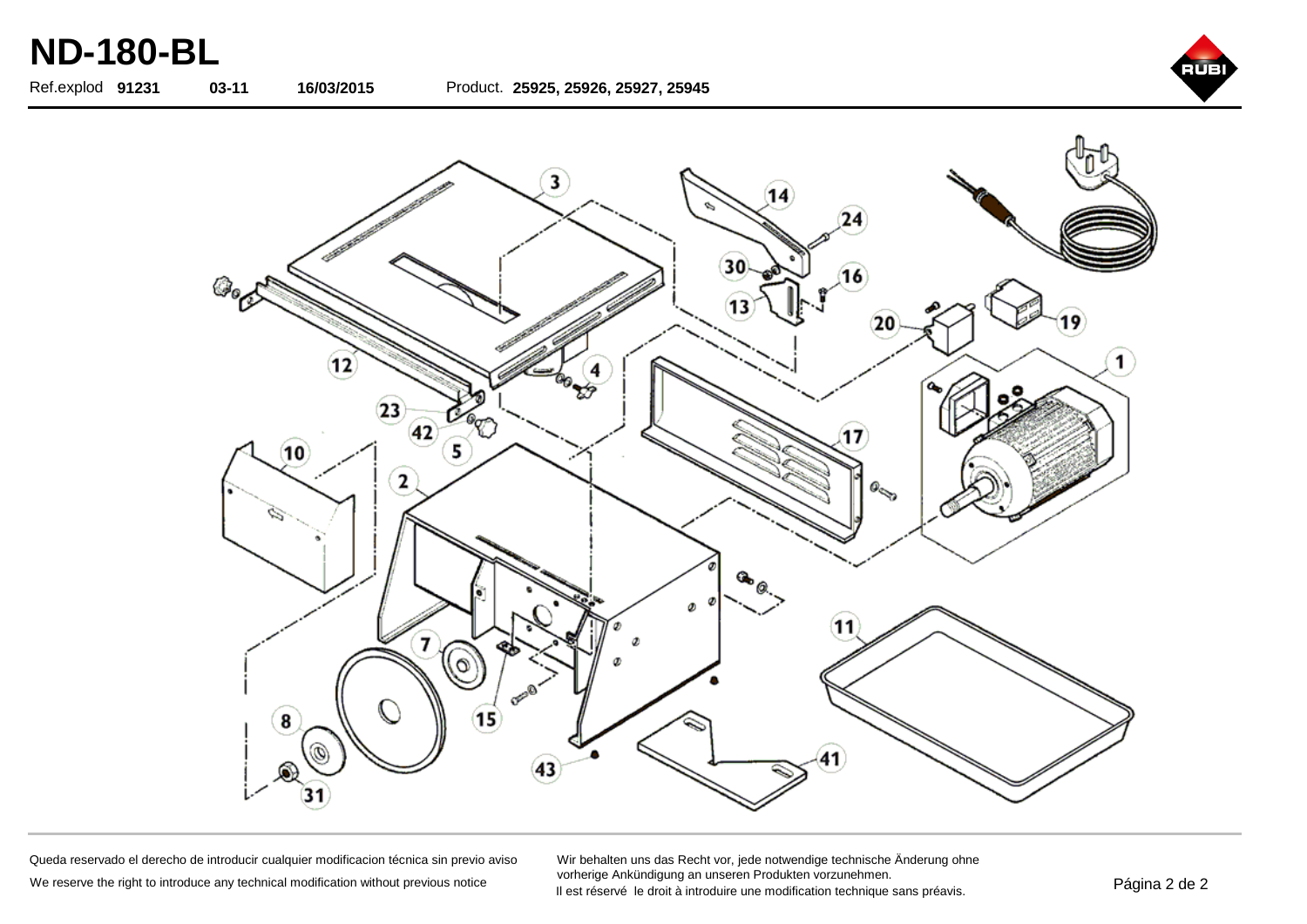# ND-180-BL

Ref.explod **91231** **03-11** **16/03/2015** Product. **25925, 25926, 25927, 25945**

3
14
24
30
16
13
20
19
1
12
4
17
23
42
5
10
2
11
7
15
8
43
41
31

Queda reservado el derecho de introducir cualquier modificacion técnica sin previo aviso

We reserve the right to introduce any technical modification without previous notice

Wir behalten uns das Recht vor, jede notwendige technische Änderung ohne vorherige Ankündigung an unseren Produkten vorzunehmen.

Il est réservé le droit à introduire une modification technique sans préavis.